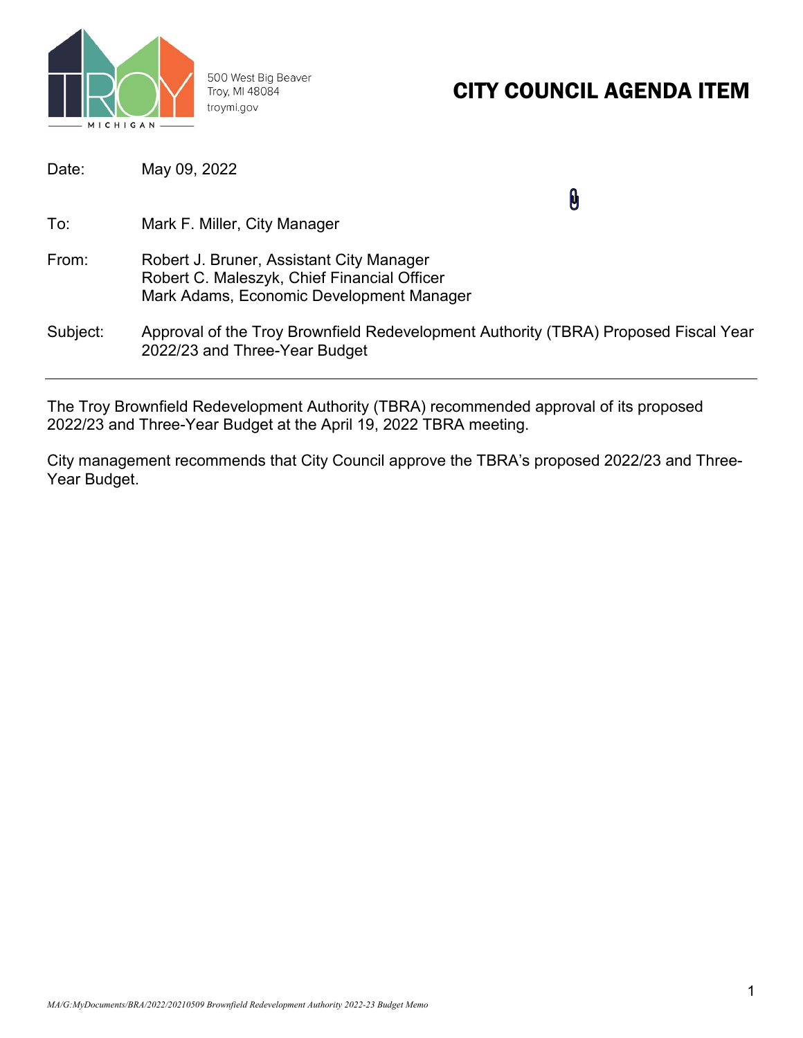500 West Big Beaver
Troy, MI 48084
troymi.gov

# CITY COUNCIL AGENDA ITEM

| | |
|---|---|
| Date: | May 09, 2022 |
| To: | Mark F. Miller, City Manager |
| From: | Robert J. Bruner, Assistant City Manager<br>Robert C. Maleszyk, Chief Financial Officer<br>Mark Adams, Economic Development Manager |
| Subject: | Approval of the Troy Brownfield Redevelopment Authority (TBRA) Proposed Fiscal Year 2022/23 and Three-Year Budget |

---

The Troy Brownfield Redevelopment Authority (TBRA) recommended approval of its proposed 2022/23 and Three-Year Budget at the April 19, 2022 TBRA meeting.

City management recommends that City Council approve the TBRA's proposed 2022/23 and Three-Year Budget.

*MA/G:MyDocuments/BRA/2022/20210509 Brownfield Redevelopment Authority 2022-23 Budget Memo*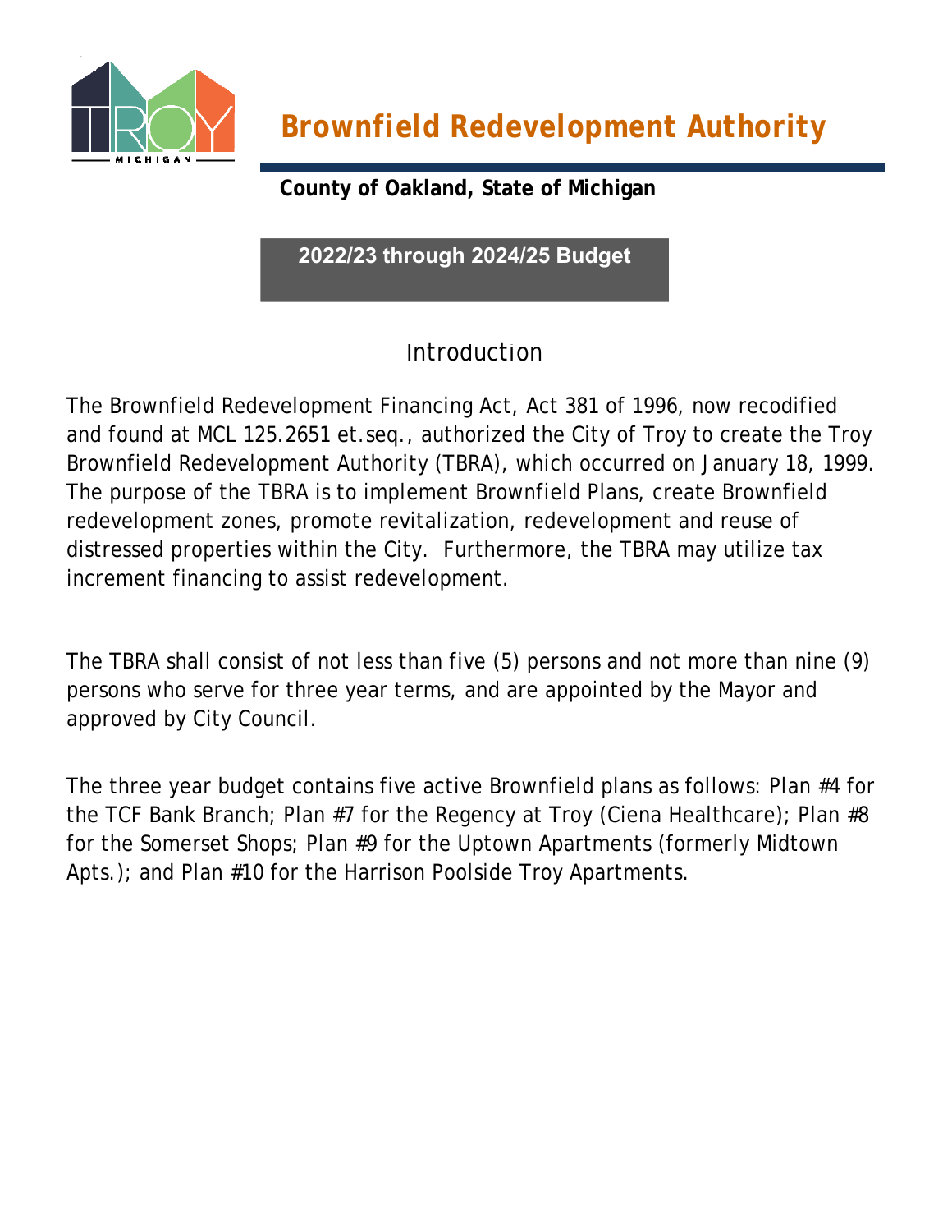# Brownfield Redevelopment Authority

**County of Oakland, State of Michigan**

**2022/23 through 2024/25 Budget**

## Introduction

The Brownfield Redevelopment Financing Act, Act 381 of 1996, now recodified and found at MCL 125.2651 et.seq., authorized the City of Troy to create the Troy Brownfield Redevelopment Authority (TBRA), which occurred on January 18, 1999. The purpose of the TBRA is to implement Brownfield Plans, create Brownfield redevelopment zones, promote revitalization, redevelopment and reuse of distressed properties within the City. Furthermore, the TBRA may utilize tax increment financing to assist redevelopment.

The TBRA shall consist of not less than five (5) persons and not more than nine (9) persons who serve for three year terms, and are appointed by the Mayor and approved by City Council.

The three year budget contains five active Brownfield plans as follows: Plan #4 for the TCF Bank Branch; Plan #7 for the Regency at Troy (Ciena Healthcare); Plan #8 for the Somerset Shops; Plan #9 for the Uptown Apartments (formerly Midtown Apts.); and Plan #10 for the Harrison Poolside Troy Apartments.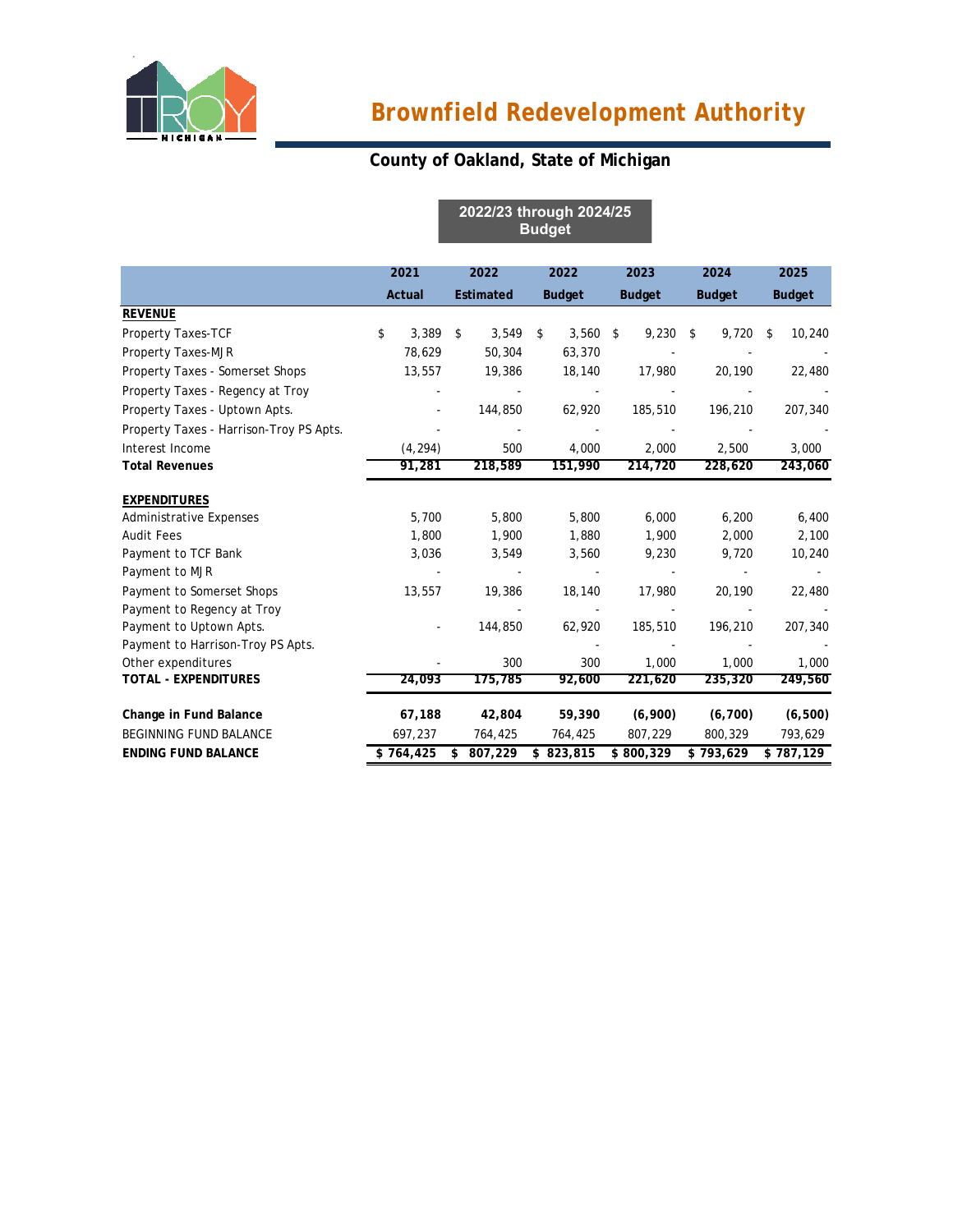# Brownfield Redevelopment Authority

## County of Oakland, State of Michigan

**2022/23 through 2024/25 Budget**

| | 2021 Actual | 2022 Estimated | 2022 Budget | 2023 Budget | 2024 Budget | 2025 Budget |
|---|---|---|---|---|---|---|
| **REVENUE** | | | | | | |
| Property Taxes-TCF | $ 3,389 | $ 3,549 | $ 3,560 | $ 9,230 | $ 9,720 | $ 10,240 |
| Property Taxes-MJR | 78,629 | 50,304 | 63,370 | - | - | - |
| Property Taxes - Somerset Shops | 13,557 | 19,386 | 18,140 | 17,980 | 20,190 | 22,480 |
| Property Taxes - Regency at Troy | - | - | - | - | - | - |
| Property Taxes - Uptown Apts. | - | 144,850 | 62,920 | 185,510 | 196,210 | 207,340 |
| Property Taxes - Harrison-Troy PS Apts. | - | - | - | - | - | - |
| Interest Income | (4,294) | 500 | 4,000 | 2,000 | 2,500 | 3,000 |
| **Total Revenues** | **91,281** | **218,589** | **151,990** | **214,720** | **228,620** | **243,060** |
| **EXPENDITURES** | | | | | | |
| Administrative Expenses | 5,700 | 5,800 | 5,800 | 6,000 | 6,200 | 6,400 |
| Audit Fees | 1,800 | 1,900 | 1,880 | 1,900 | 2,000 | 2,100 |
| Payment to TCF Bank | 3,036 | 3,549 | 3,560 | 9,230 | 9,720 | 10,240 |
| Payment to MJR | - | - | - | - | - | - |
| Payment to Somerset Shops | 13,557 | 19,386 | 18,140 | 17,980 | 20,190 | 22,480 |
| Payment to Regency at Troy | | - | - | - | - | - |
| Payment to Uptown Apts. | - | 144,850 | 62,920 | 185,510 | 196,210 | 207,340 |
| Payment to Harrison-Troy PS Apts. | | | - | - | - | - |
| Other expenditures | - | 300 | 300 | 1,000 | 1,000 | 1,000 |
| **TOTAL - EXPENDITURES** | **24,093** | **175,785** | **92,600** | **221,620** | **235,320** | **249,560** |
| **Change in Fund Balance** | **67,188** | **42,804** | **59,390** | **(6,900)** | **(6,700)** | **(6,500)** |
| BEGINNING FUND BALANCE | 697,237 | 764,425 | 764,425 | 807,229 | 800,329 | 793,629 |
| **ENDING FUND BALANCE** | **$ 764,425** | **$ 807,229** | **$ 823,815** | **$ 800,329** | **$ 793,629** | **$ 787,129** |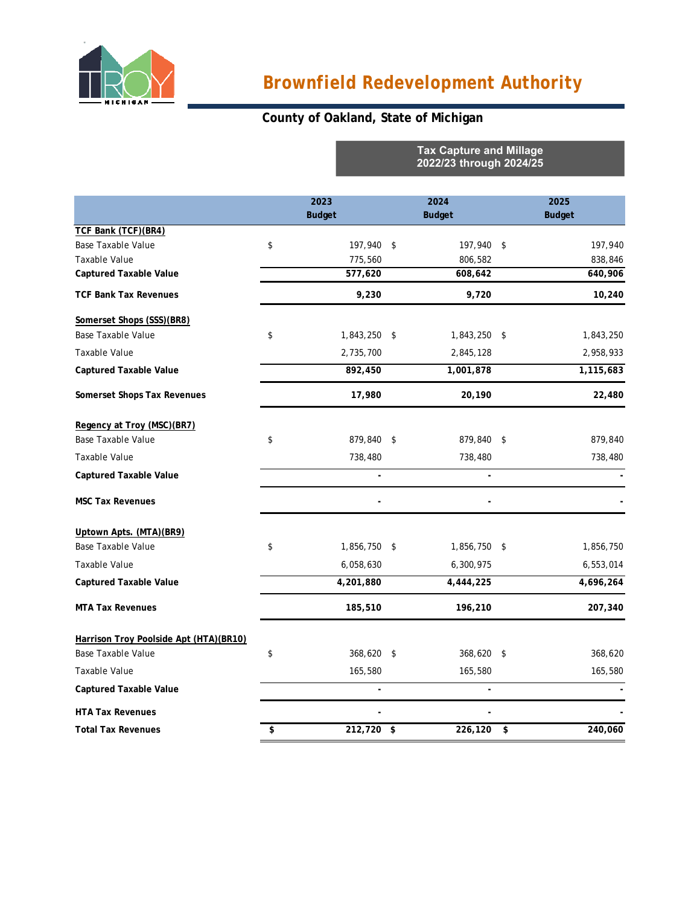# Brownfield Redevelopment Authority

## County of Oakland, State of Michigan

**Tax Capture and Millage 2022/23 through 2024/25**

| | 2023 Budget | 2024 Budget | 2025 Budget |
|---|---|---|---|
| **TCF Bank (TCF)(BR4)** | | | |
| Base Taxable Value | $ 197,940 | $ 197,940 | $ 197,940 |
| Taxable Value | 775,560 | 806,582 | 838,846 |
| **Captured Taxable Value** | **577,620** | **608,642** | **640,906** |
| **TCF Bank Tax Revenues** | **9,230** | **9,720** | **10,240** |
| **Somerset Shops (SSS)(BR8)** | | | |
| Base Taxable Value | $ 1,843,250 | $ 1,843,250 | $ 1,843,250 |
| Taxable Value | 2,735,700 | 2,845,128 | 2,958,933 |
| **Captured Taxable Value** | **892,450** | **1,001,878** | **1,115,683** |
| **Somerset Shops Tax Revenues** | **17,980** | **20,190** | **22,480** |
| **Regency at Troy (MSC)(BR7)** | | | |
| Base Taxable Value | $ 879,840 | $ 879,840 | $ 879,840 |
| Taxable Value | 738,480 | 738,480 | 738,480 |
| **Captured Taxable Value** | - | - | - |
| **MSC Tax Revenues** | - | - | - |
| **Uptown Apts. (MTA)(BR9)** | | | |
| Base Taxable Value | $ 1,856,750 | $ 1,856,750 | $ 1,856,750 |
| Taxable Value | 6,058,630 | 6,300,975 | 6,553,014 |
| **Captured Taxable Value** | **4,201,880** | **4,444,225** | **4,696,264** |
| **MTA Tax Revenues** | **185,510** | **196,210** | **207,340** |
| **Harrison Troy Poolside Apt (HTA)(BR10)** | | | |
| Base Taxable Value | $ 368,620 | $ 368,620 | $ 368,620 |
| Taxable Value | 165,580 | 165,580 | 165,580 |
| **Captured Taxable Value** | - | - | - |
| **HTA Tax Revenues** | - | - | - |
| **Total Tax Revenues** | **$ 212,720** | **$ 226,120** | **$ 240,060** |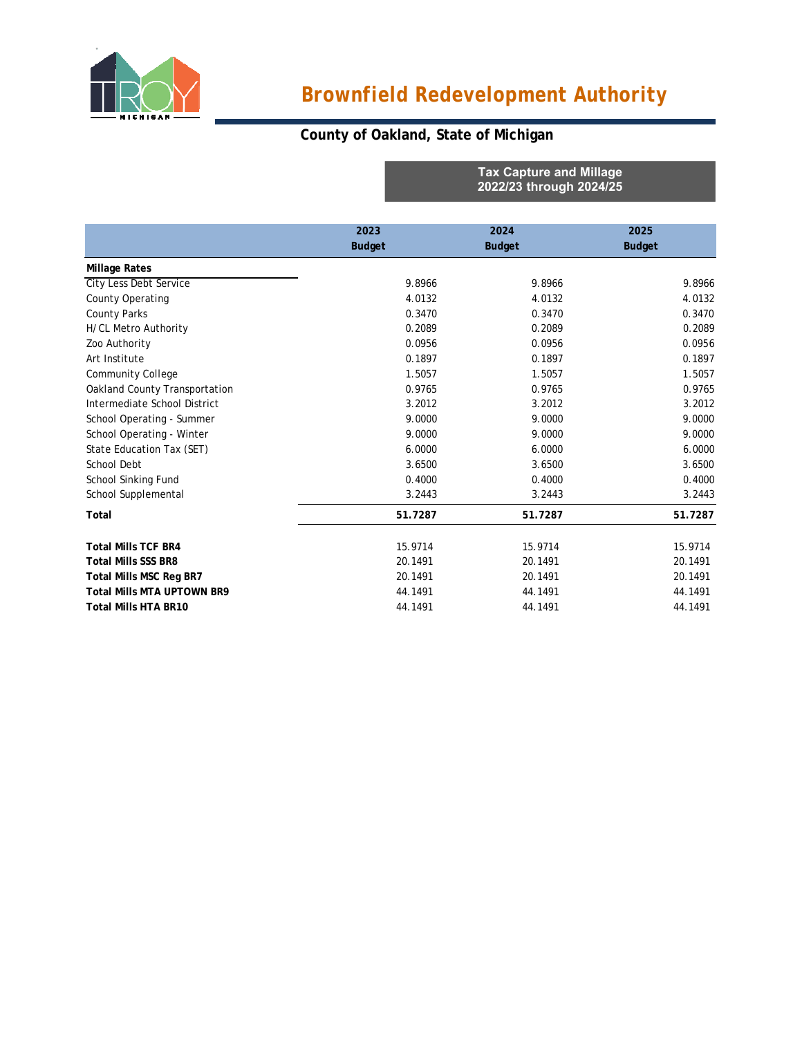# Brownfield Redevelopment Authority

## County of Oakland, State of Michigan

**Tax Capture and Millage**
**2022/23 through 2024/25**

| | 2023 Budget | 2024 Budget | 2025 Budget |
|---|---|---|---|
| **Millage Rates** | | | |
| City Less Debt Service | 9.8966 | 9.8966 | 9.8966 |
| County Operating | 4.0132 | 4.0132 | 4.0132 |
| County Parks | 0.3470 | 0.3470 | 0.3470 |
| H/CL Metro Authority | 0.2089 | 0.2089 | 0.2089 |
| Zoo Authority | 0.0956 | 0.0956 | 0.0956 |
| Art Institute | 0.1897 | 0.1897 | 0.1897 |
| Community College | 1.5057 | 1.5057 | 1.5057 |
| Oakland County Transportation | 0.9765 | 0.9765 | 0.9765 |
| Intermediate School District | 3.2012 | 3.2012 | 3.2012 |
| School Operating - Summer | 9.0000 | 9.0000 | 9.0000 |
| School Operating - Winter | 9.0000 | 9.0000 | 9.0000 |
| State Education Tax (SET) | 6.0000 | 6.0000 | 6.0000 |
| School Debt | 3.6500 | 3.6500 | 3.6500 |
| School Sinking Fund | 0.4000 | 0.4000 | 0.4000 |
| School Supplemental | 3.2443 | 3.2443 | 3.2443 |
| **Total** | **51.7287** | **51.7287** | **51.7287** |
| | | | |
| **Total Mills TCF BR4** | 15.9714 | 15.9714 | 15.9714 |
| **Total Mills SSS BR8** | 20.1491 | 20.1491 | 20.1491 |
| **Total Mills MSC Reg BR7** | 20.1491 | 20.1491 | 20.1491 |
| **Total Mills MTA UPTOWN BR9** | 44.1491 | 44.1491 | 44.1491 |
| **Total Mills HTA BR10** | 44.1491 | 44.1491 | 44.1491 |